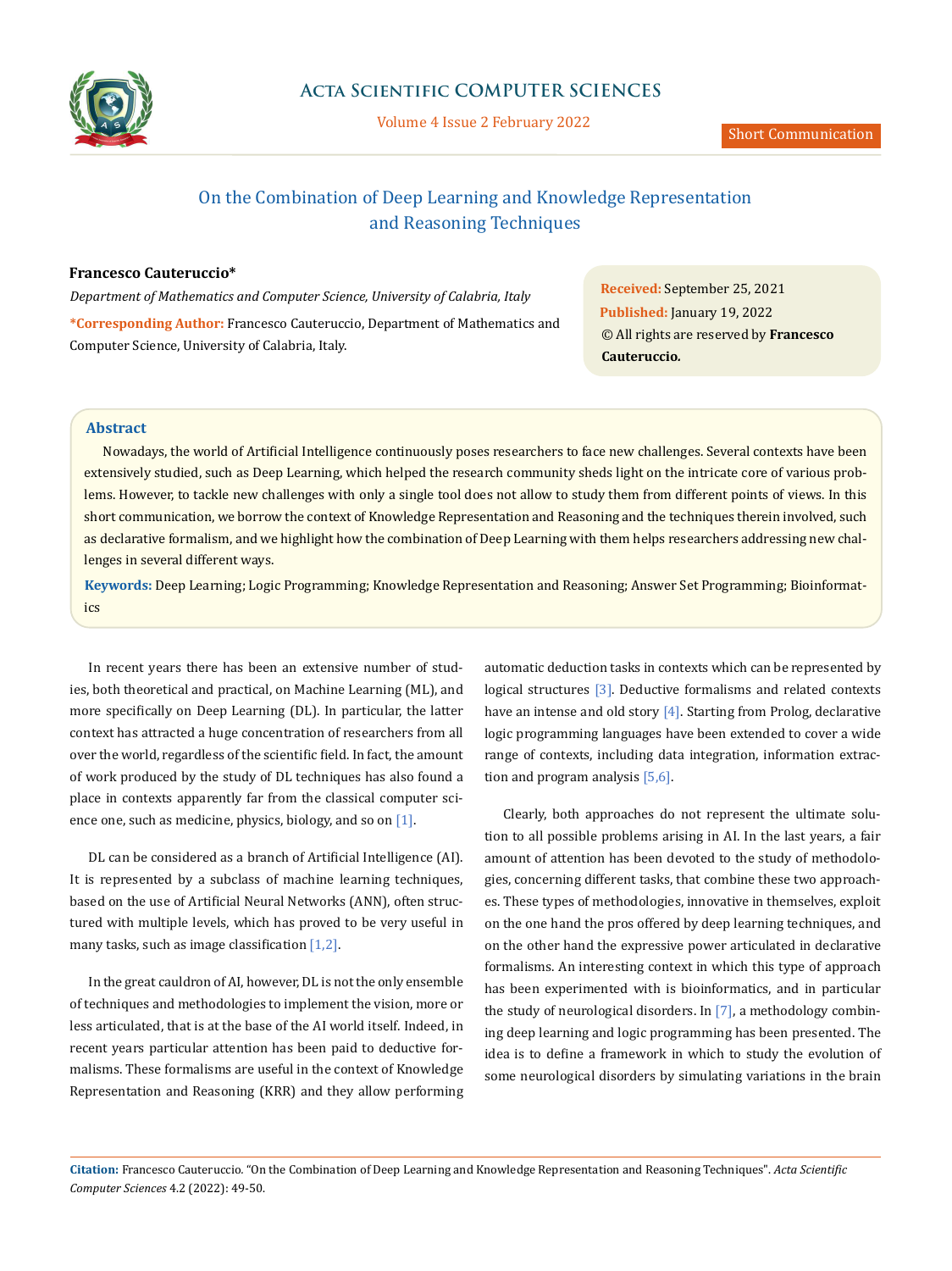# On the Combination of Deep Learning and Knowledge Representation and Reasoning Techniques

**Francesco Cauteruccio***

*Department of Mathematics and Computer Science, University of Calabria, Italy*

***Corresponding Author:** Francesco Cauteruccio, Department of Mathematics and Computer Science, University of Calabria, Italy.

**Received:** September 25, 2021
**Published:** January 19, 2022
© All rights are reserved by **Francesco Cauteruccio.**

## Abstract

Nowadays, the world of Artificial Intelligence continuously poses researchers to face new challenges. Several contexts have been extensively studied, such as Deep Learning, which helped the research community sheds light on the intricate core of various problems. However, to tackle new challenges with only a single tool does not allow to study them from different points of views. In this short communication, we borrow the context of Knowledge Representation and Reasoning and the techniques therein involved, such as declarative formalism, and we highlight how the combination of Deep Learning with them helps researchers addressing new challenges in several different ways.

**Keywords:** Deep Learning; Logic Programming; Knowledge Representation and Reasoning; Answer Set Programming; Bioinformatics

In recent years there has been an extensive number of studies, both theoretical and practical, on Machine Learning (ML), and more specifically on Deep Learning (DL). In particular, the latter context has attracted a huge concentration of researchers from all over the world, regardless of the scientific field. In fact, the amount of work produced by the study of DL techniques has also found a place in contexts apparently far from the classical computer science one, such as medicine, physics, biology, and so on [1].

DL can be considered as a branch of Artificial Intelligence (AI). It is represented by a subclass of machine learning techniques, based on the use of Artificial Neural Networks (ANN), often structured with multiple levels, which has proved to be very useful in many tasks, such as image classification [1,2].

In the great cauldron of AI, however, DL is not the only ensemble of techniques and methodologies to implement the vision, more or less articulated, that is at the base of the AI world itself. Indeed, in recent years particular attention has been paid to deductive formalisms. These formalisms are useful in the context of Knowledge Representation and Reasoning (KRR) and they allow performing automatic deduction tasks in contexts which can be represented by logical structures [3]. Deductive formalisms and related contexts have an intense and old story [4]. Starting from Prolog, declarative logic programming languages have been extended to cover a wide range of contexts, including data integration, information extraction and program analysis [5,6].

Clearly, both approaches do not represent the ultimate solution to all possible problems arising in AI. In the last years, a fair amount of attention has been devoted to the study of methodologies, concerning different tasks, that combine these two approaches. These types of methodologies, innovative in themselves, exploit on the one hand the pros offered by deep learning techniques, and on the other hand the expressive power articulated in declarative formalisms. An interesting context in which this type of approach has been experimented with is bioinformatics, and in particular the study of neurological disorders. In [7], a methodology combining deep learning and logic programming has been presented. The idea is to define a framework in which to study the evolution of some neurological disorders by simulating variations in the brain

**Citation:** Francesco Cauteruccio. "On the Combination of Deep Learning and Knowledge Representation and Reasoning Techniques". *Acta Scientific Computer Sciences* 4.2 (2022): 49-50.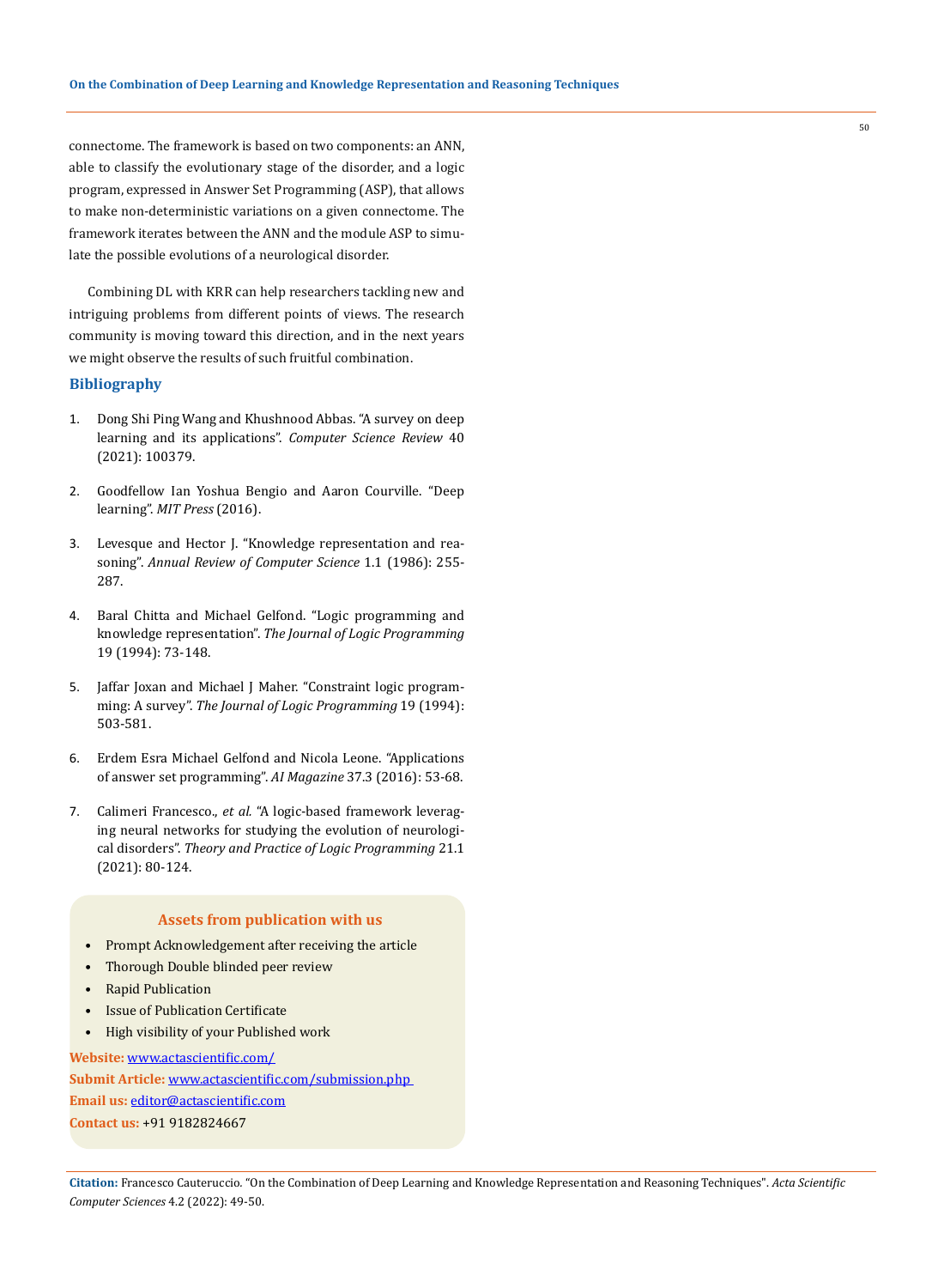connectome. The framework is based on two components: an ANN, able to classify the evolutionary stage of the disorder, and a logic program, expressed in Answer Set Programming (ASP), that allows to make non-deterministic variations on a given connectome. The framework iterates between the ANN and the module ASP to simulate the possible evolutions of a neurological disorder.

Combining DL with KRR can help researchers tackling new and intriguing problems from different points of views. The research community is moving toward this direction, and in the next years we might observe the results of such fruitful combination.

## Bibliography

1. Dong Shi Ping Wang and Khushnood Abbas. "A survey on deep learning and its applications". *Computer Science Review* 40 (2021): 100379.
2. Goodfellow Ian Yoshua Bengio and Aaron Courville. "Deep learning". *MIT Press* (2016).
3. Levesque and Hector J. "Knowledge representation and reasoning". *Annual Review of Computer Science* 1.1 (1986): 255-287.
4. Baral Chitta and Michael Gelfond. "Logic programming and knowledge representation". *The Journal of Logic Programming* 19 (1994): 73-148.
5. Jaffar Joxan and Michael J Maher. "Constraint logic programming: A survey". *The Journal of Logic Programming* 19 (1994): 503-581.
6. Erdem Esra Michael Gelfond and Nicola Leone. "Applications of answer set programming". *AI Magazine* 37.3 (2016): 53-68.
7. Calimeri Francesco., *et al.* "A logic-based framework leveraging neural networks for studying the evolution of neurological disorders". *Theory and Practice of Logic Programming* 21.1 (2021): 80-124.

**Assets from publication with us**

- Prompt Acknowledgement after receiving the article
- Thorough Double blinded peer review
- Rapid Publication
- Issue of Publication Certificate
- High visibility of your Published work

**Website:** www.actascientific.com/
**Submit Article:** www.actascientific.com/submission.php
**Email us:** editor@actascientific.com
**Contact us:** +91 9182824667

**Citation:** Francesco Cauteruccio. "On the Combination of Deep Learning and Knowledge Representation and Reasoning Techniques". *Acta Scientific Computer Sciences* 4.2 (2022): 49-50.